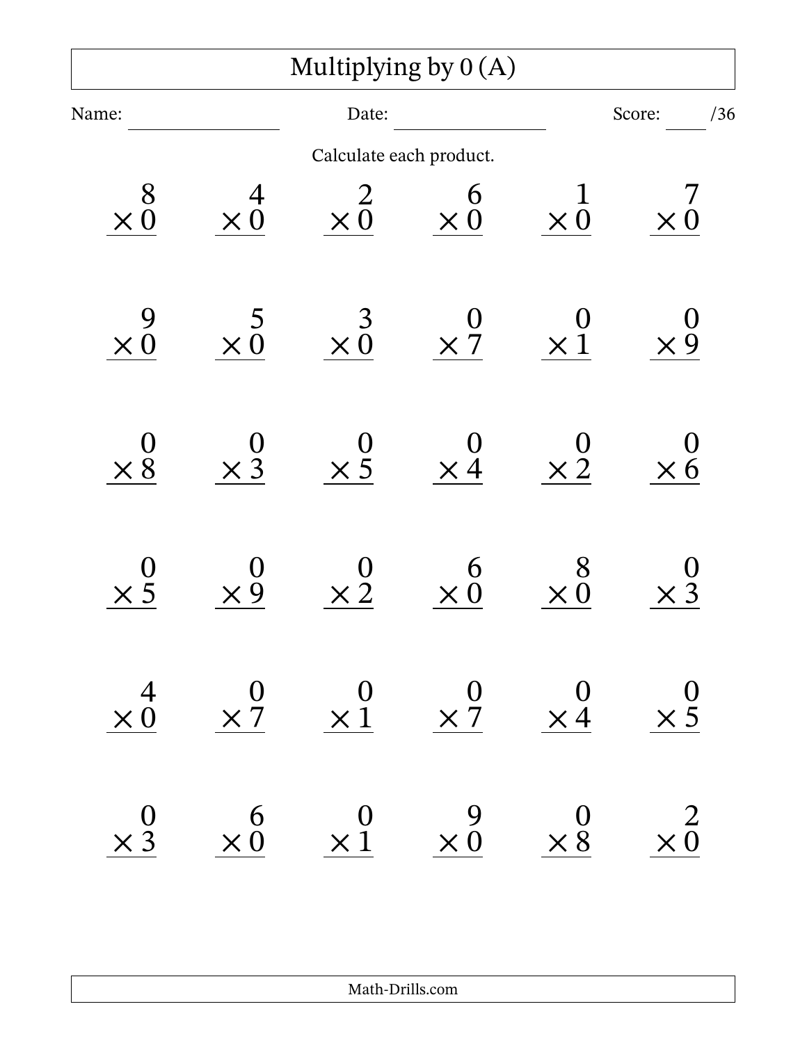# Multiplying by 0 (A)

Name: ____________ Date: ____________ Score: ____ /36

Calculate each product.

| | | | | | |
|---|---|---|---|---|---|
| $8 \times 0$ | $4 \times 0$ | $2 \times 0$ | $6 \times 0$ | $1 \times 0$ | $7 \times 0$ |
| $9 \times 0$ | $5 \times 0$ | $3 \times 0$ | $0 \times 7$ | $0 \times 1$ | $0 \times 9$ |
| $0 \times 8$ | $0 \times 3$ | $0 \times 5$ | $0 \times 4$ | $0 \times 2$ | $0 \times 6$ |
| $0 \times 5$ | $0 \times 9$ | $0 \times 2$ | $6 \times 0$ | $8 \times 0$ | $0 \times 3$ |
| $4 \times 0$ | $0 \times 7$ | $0 \times 1$ | $0 \times 7$ | $0 \times 4$ | $0 \times 5$ |
| $0 \times 3$ | $6 \times 0$ | $0 \times 1$ | $9 \times 0$ | $0 \times 8$ | $2 \times 0$ |

Math-Drills.com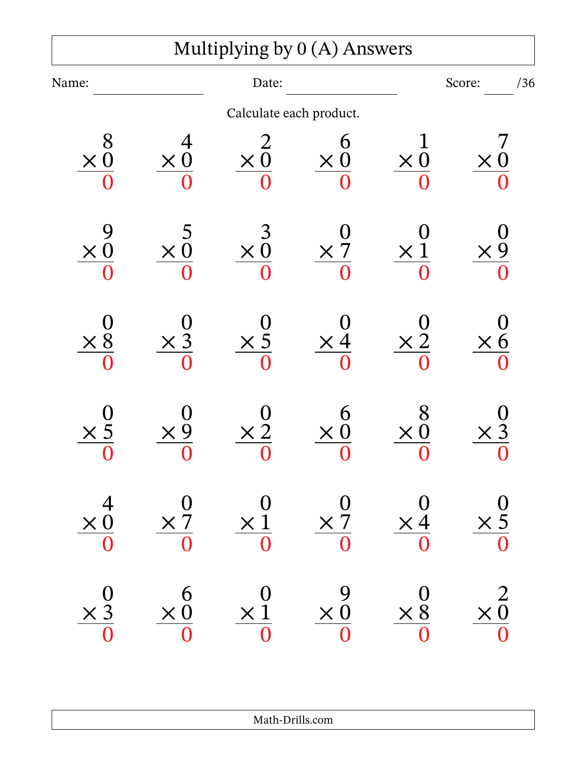# Multiplying by 0 (A) Answers

Name: ____________ Date: ____________ Score: ____ /36

Calculate each product.

| | | | | | |
|---|---|---|---|---|---|
| $8 \times 0 = 0$ | $4 \times 0 = 0$ | $2 \times 0 = 0$ | $6 \times 0 = 0$ | $1 \times 0 = 0$ | $7 \times 0 = 0$ |
| $9 \times 0 = 0$ | $5 \times 0 = 0$ | $3 \times 0 = 0$ | $0 \times 7 = 0$ | $0 \times 1 = 0$ | $0 \times 9 = 0$ |
| $0 \times 8 = 0$ | $0 \times 3 = 0$ | $0 \times 5 = 0$ | $0 \times 4 = 0$ | $0 \times 2 = 0$ | $0 \times 6 = 0$ |
| $0 \times 5 = 0$ | $0 \times 9 = 0$ | $0 \times 2 = 0$ | $6 \times 0 = 0$ | $8 \times 0 = 0$ | $0 \times 3 = 0$ |
| $4 \times 0 = 0$ | $0 \times 7 = 0$ | $0 \times 1 = 0$ | $0 \times 7 = 0$ | $0 \times 4 = 0$ | $0 \times 5 = 0$ |
| $0 \times 3 = 0$ | $6 \times 0 = 0$ | $0 \times 1 = 0$ | $9 \times 0 = 0$ | $0 \times 8 = 0$ | $2 \times 0 = 0$ |

Math-Drills.com